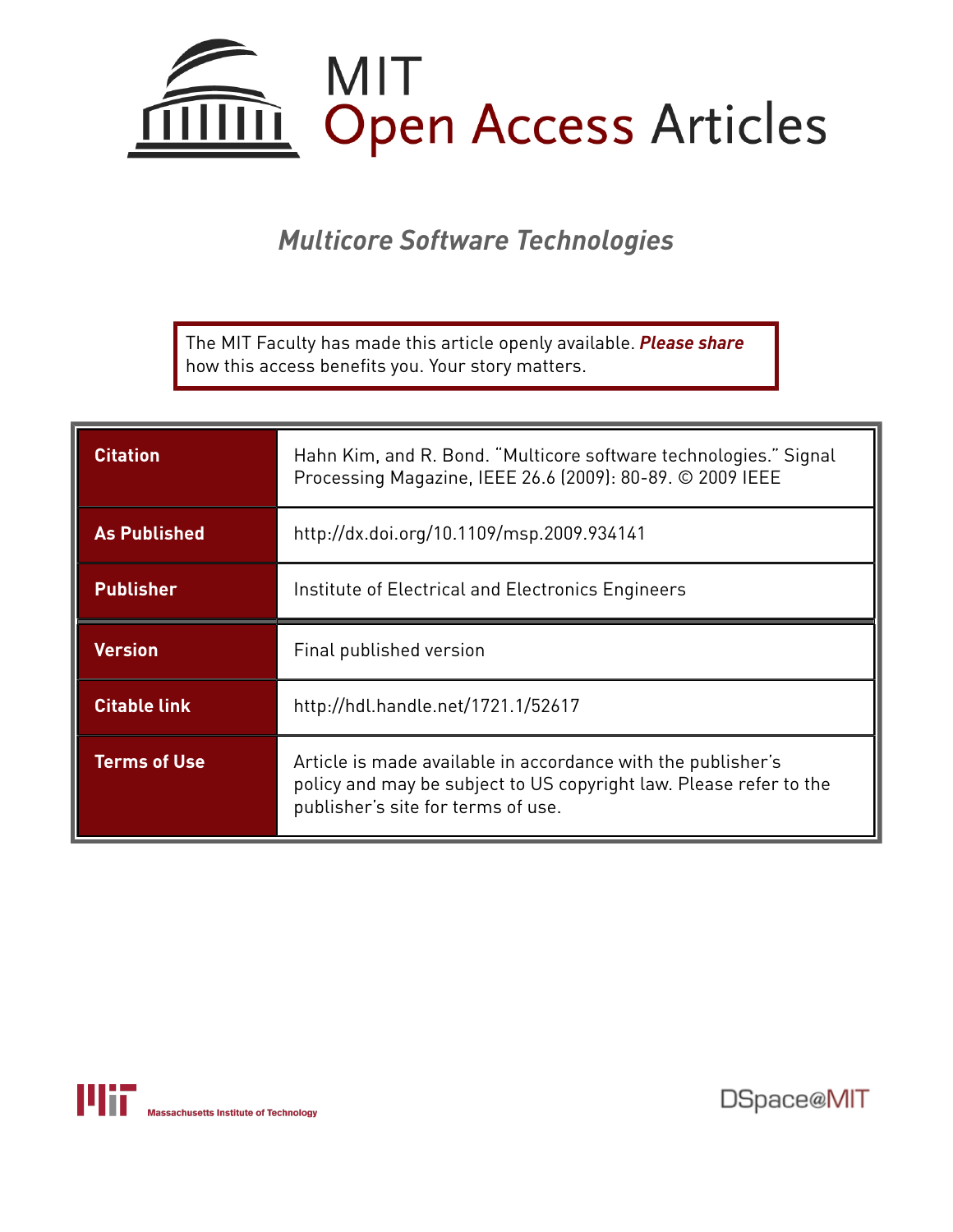MIT Open Access Articles

# *Multicore Software Technologies*

The MIT Faculty has made this article openly available. ***Please share*** how this access benefits you. Your story matters.

| | |
|---|---|
| **Citation** | Hahn Kim, and R. Bond. "Multicore software technologies." Signal Processing Magazine, IEEE 26.6 (2009): 80-89. © 2009 IEEE |
| **As Published** | http://dx.doi.org/10.1109/msp.2009.934141 |
| **Publisher** | Institute of Electrical and Electronics Engineers |
| **Version** | Final published version |
| **Citable link** | http://hdl.handle.net/1721.1/52617 |
| **Terms of Use** | Article is made available in accordance with the publisher's policy and may be subject to US copyright law. Please refer to the publisher's site for terms of use. |

Massachusetts Institute of Technology

DSpace@MIT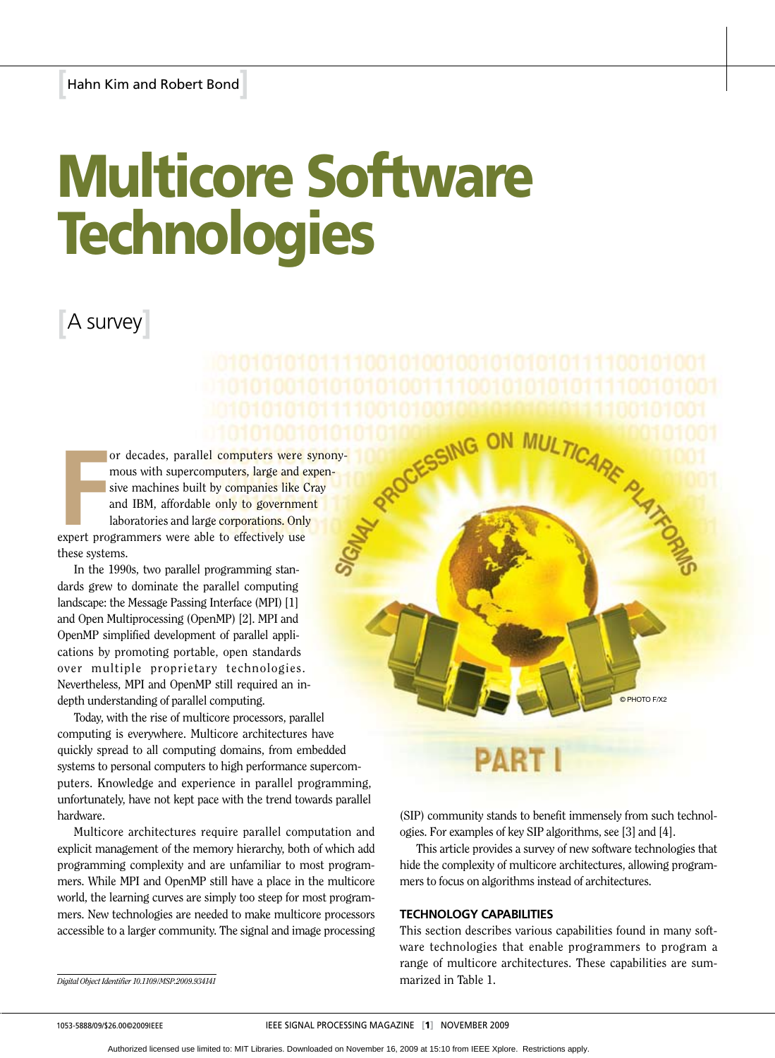Hahn Kim and Robert Bond

# Multicore Software Technologies

## A survey

For decades, parallel computers were synonymous with supercomputers, large and expensive machines built by companies like Cray and IBM, affordable only to government laboratories and large corporations. Only expert programmers were able to effectively use these systems.

In the 1990s, two parallel programming standards grew to dominate the parallel computing landscape: the Message Passing Interface (MPI) [1] and Open Multiprocessing (OpenMP) [2]. MPI and OpenMP simplified development of parallel applications by promoting portable, open standards over multiple proprietary technologies. Nevertheless, MPI and OpenMP still required an in-depth understanding of parallel computing.

Today, with the rise of multicore processors, parallel computing is everywhere. Multicore architectures have quickly spread to all computing domains, from embedded systems to personal computers to high performance supercomputers. Knowledge and experience in parallel programming, unfortunately, have not kept pace with the trend towards parallel hardware.

Multicore architectures require parallel computation and explicit management of the memory hierarchy, both of which add programming complexity and are unfamiliar to most programmers. While MPI and OpenMP still have a place in the multicore world, the learning curves are simply too steep for most programmers. New technologies are needed to make multicore processors accessible to a larger community. The signal and image processing (SIP) community stands to benefit immensely from such technologies. For examples of key SIP algorithms, see [3] and [4].

This article provides a survey of new software technologies that hide the complexity of multicore architectures, allowing programmers to focus on algorithms instead of architectures.

### TECHNOLOGY CAPABILITIES

This section describes various capabilities found in many software technologies that enable programmers to program a range of multicore architectures. These capabilities are summarized in Table 1.

*Digital Object Identifier 10.1109/MSP.2009.934141*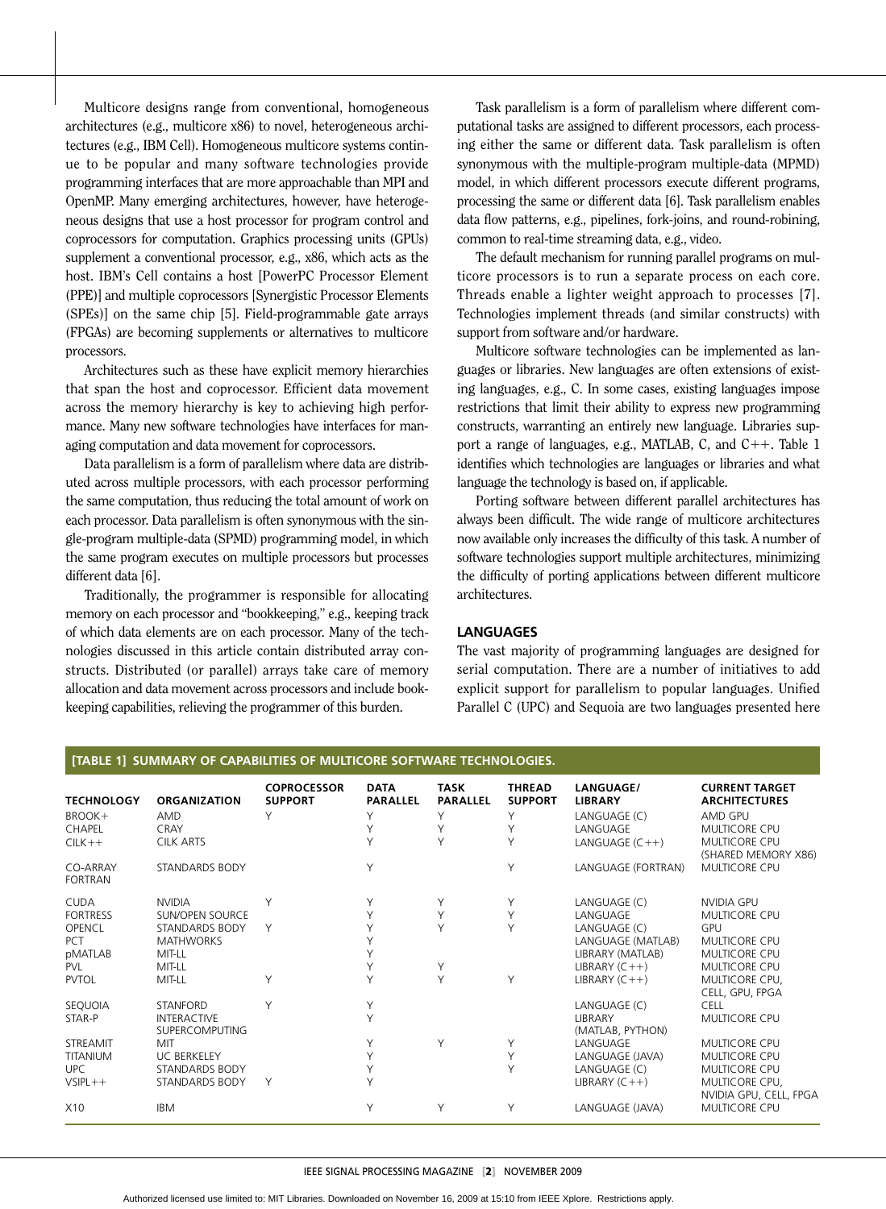Multicore designs range from conventional, homogeneous architectures (e.g., multicore x86) to novel, heterogeneous architectures (e.g., IBM Cell). Homogeneous multicore systems continue to be popular and many software technologies provide programming interfaces that are more approachable than MPI and OpenMP. Many emerging architectures, however, have heterogeneous designs that use a host processor for program control and coprocessors for computation. Graphics processing units (GPUs) supplement a conventional processor, e.g., x86, which acts as the host. IBM's Cell contains a host [PowerPC Processor Element (PPE)] and multiple coprocessors [Synergistic Processor Elements (SPEs)] on the same chip [5]. Field-programmable gate arrays (FPGAs) are becoming supplements or alternatives to multicore processors.

Architectures such as these have explicit memory hierarchies that span the host and coprocessor. Efficient data movement across the memory hierarchy is key to achieving high performance. Many new software technologies have interfaces for managing computation and data movement for coprocessors.

Data parallelism is a form of parallelism where data are distributed across multiple processors, with each processor performing the same computation, thus reducing the total amount of work on each processor. Data parallelism is often synonymous with the single-program multiple-data (SPMD) programming model, in which the same program executes on multiple processors but processes different data [6].

Traditionally, the programmer is responsible for allocating memory on each processor and "bookkeeping," e.g., keeping track of which data elements are on each processor. Many of the technologies discussed in this article contain distributed array constructs. Distributed (or parallel) arrays take care of memory allocation and data movement across processors and include bookkeeping capabilities, relieving the programmer of this burden.

Task parallelism is a form of parallelism where different computational tasks are assigned to different processors, each processing either the same or different data. Task parallelism is often synonymous with the multiple-program multiple-data (MPMD) model, in which different processors execute different programs, processing the same or different data [6]. Task parallelism enables data flow patterns, e.g., pipelines, fork-joins, and round-robining, common to real-time streaming data, e.g., video.

The default mechanism for running parallel programs on multicore processors is to run a separate process on each core. Threads enable a lighter weight approach to processes [7]. Technologies implement threads (and similar constructs) with support from software and/or hardware.

Multicore software technologies can be implemented as languages or libraries. New languages are often extensions of existing languages, e.g., C. In some cases, existing languages impose restrictions that limit their ability to express new programming constructs, warranting an entirely new language. Libraries support a range of languages, e.g., MATLAB, C, and C++. Table 1 identifies which technologies are languages or libraries and what language the technology is based on, if applicable.

Porting software between different parallel architectures has always been difficult. The wide range of multicore architectures now available only increases the difficulty of this task. A number of software technologies support multiple architectures, minimizing the difficulty of porting applications between different multicore architectures.

## LANGUAGES

The vast majority of programming languages are designed for serial computation. There are a number of initiatives to add explicit support for parallelism to popular languages. Unified Parallel C (UPC) and Sequoia are two languages presented here

**[TABLE 1] SUMMARY OF CAPABILITIES OF MULTICORE SOFTWARE TECHNOLOGIES.**

| TECHNOLOGY | ORGANIZATION | COPROCESSOR SUPPORT | DATA PARALLEL | TASK PARALLEL | THREAD SUPPORT | LANGUAGE/ LIBRARY | CURRENT TARGET ARCHITECTURES |
|---|---|---|---|---|---|---|---|
| BROOK+ | AMD | Y | Y | Y | Y | LANGUAGE (C) | AMD GPU |
| CHAPEL | CRAY | | Y | Y | Y | LANGUAGE | MULTICORE CPU |
| CILK++ | CILK ARTS | | Y | Y | Y | LANGUAGE (C++) | MULTICORE CPU (SHARED MEMORY X86) |
| CO-ARRAY FORTRAN | STANDARDS BODY | | Y | | Y | LANGUAGE (FORTRAN) | MULTICORE CPU |
| CUDA | NVIDIA | Y | Y | Y | Y | LANGUAGE (C) | NVIDIA GPU |
| FORTRESS | SUN/OPEN SOURCE | | Y | Y | Y | LANGUAGE | MULTICORE CPU |
| OPENCL | STANDARDS BODY | Y | Y | Y | Y | LANGUAGE (C) | GPU |
| PCT | MATHWORKS | | Y | | | LANGUAGE (MATLAB) | MULTICORE CPU |
| pMATLAB | MIT-LL | | Y | | | LIBRARY (MATLAB) | MULTICORE CPU |
| PVL | MIT-LL | | Y | Y | | LIBRARY (C++) | MULTICORE CPU |
| PVTOL | MIT-LL | Y | Y | Y | Y | LIBRARY (C++) | MULTICORE CPU, CELL, GPU, FPGA |
| SEQUOIA | STANFORD | Y | Y | | | LANGUAGE (C) | CELL |
| STAR-P | INTERACTIVE SUPERCOMPUTING | | Y | | | LIBRARY (MATLAB, PYTHON) | MULTICORE CPU |
| STREAMIT | MIT | | Y | Y | Y | LANGUAGE | MULTICORE CPU |
| TITANIUM | UC BERKELEY | | Y | | Y | LANGUAGE (JAVA) | MULTICORE CPU |
| UPC | STANDARDS BODY | | Y | | Y | LANGUAGE (C) | MULTICORE CPU |
| VSIPL++ | STANDARDS BODY | Y | Y | | | LIBRARY (C++) | MULTICORE CPU, NVIDIA GPU, CELL, FPGA |
| X10 | IBM | | Y | Y | Y | LANGUAGE (JAVA) | MULTICORE CPU |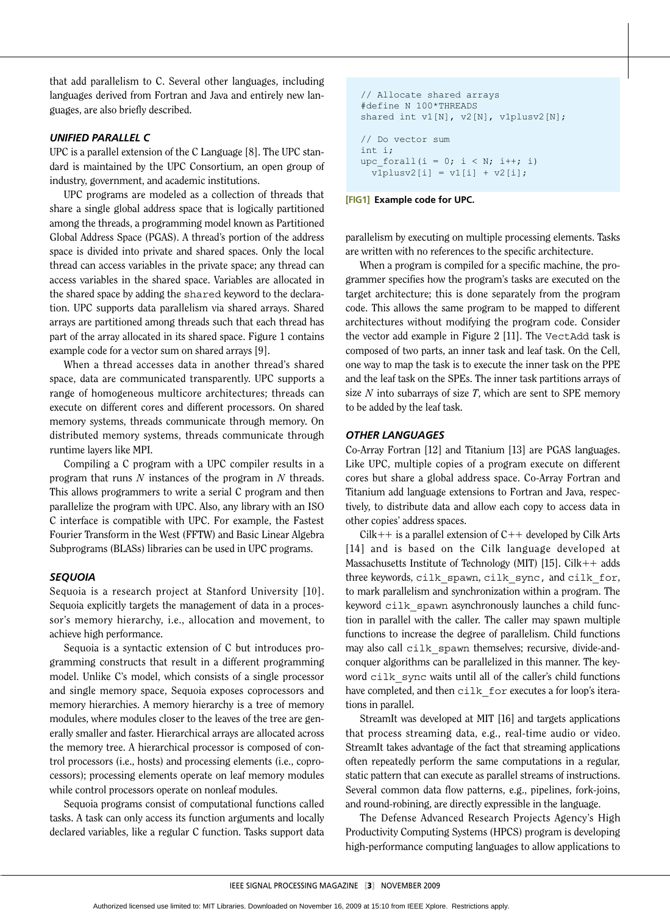that add parallelism to C. Several other languages, including languages derived from Fortran and Java and entirely new languages, are also briefly described.

### UNIFIED PARALLEL C

UPC is a parallel extension of the C Language [8]. The UPC standard is maintained by the UPC Consortium, an open group of industry, government, and academic institutions.

UPC programs are modeled as a collection of threads that share a single global address space that is logically partitioned among the threads, a programming model known as Partitioned Global Address Space (PGAS). A thread's portion of the address space is divided into private and shared spaces. Only the local thread can access variables in the private space; any thread can access variables in the shared space. Variables are allocated in the shared space by adding the `shared` keyword to the declaration. UPC supports data parallelism via shared arrays. Shared arrays are partitioned among threads such that each thread has part of the array allocated in its shared space. Figure 1 contains example code for a vector sum on shared arrays [9].

```
// Allocate shared arrays
#define N 100*THREADS
shared int v1[N], v2[N], v1plusv2[N];

// Do vector sum
int i;
upc_forall(i = 0; i < N; i++; i)
  v1plusv2[i] = v1[i] + v2[i];
```

**[FIG1] Example code for UPC.**

When a thread accesses data in another thread's shared space, data are communicated transparently. UPC supports a range of homogeneous multicore architectures; threads can execute on different cores and different processors. On shared memory systems, threads communicate through memory. On distributed memory systems, threads communicate through runtime layers like MPI.

Compiling a C program with a UPC compiler results in a program that runs $N$ instances of the program in $N$ threads. This allows programmers to write a serial C program and then parallelize the program with UPC. Also, any library with an ISO C interface is compatible with UPC. For example, the Fastest Fourier Transform in the West (FFTW) and Basic Linear Algebra Subprograms (BLASs) libraries can be used in UPC programs.

### SEQUOIA

Sequoia is a research project at Stanford University [10]. Sequoia explicitly targets the management of data in a processor's memory hierarchy, i.e., allocation and movement, to achieve high performance.

Sequoia is a syntactic extension of C but introduces programming constructs that result in a different programming model. Unlike C's model, which consists of a single processor and single memory space, Sequoia exposes coprocessors and memory hierarchies. A memory hierarchy is a tree of memory modules, where modules closer to the leaves of the tree are generally smaller and faster. Hierarchical arrays are allocated across the memory tree. A hierarchical processor is composed of control processors (i.e., hosts) and processing elements (i.e., coprocessors); processing elements operate on leaf memory modules while control processors operate on nonleaf modules.

Sequoia programs consist of computational functions called tasks. A task can only access its function arguments and locally declared variables, like a regular C function. Tasks support data parallelism by executing on multiple processing elements. Tasks are written with no references to the specific architecture.

When a program is compiled for a specific machine, the programmer specifies how the program's tasks are executed on the target architecture; this is done separately from the program code. This allows the same program to be mapped to different architectures without modifying the program code. Consider the vector add example in Figure 2 [11]. The `VectAdd` task is composed of two parts, an inner task and leaf task. On the Cell, one way to map the task is to execute the inner task on the PPE and the leaf task on the SPEs. The inner task partitions arrays of size $N$ into subarrays of size $T$, which are sent to SPE memory to be added by the leaf task.

### OTHER LANGUAGES

Co-Array Fortran [12] and Titanium [13] are PGAS languages. Like UPC, multiple copies of a program execute on different cores but share a global address space. Co-Array Fortran and Titanium add language extensions to Fortran and Java, respectively, to distribute data and allow each copy to access data in other copies' address spaces.

Cilk++ is a parallel extension of C++ developed by Cilk Arts [14] and is based on the Cilk language developed at Massachusetts Institute of Technology (MIT) [15]. Cilk++ adds three keywords, `cilk_spawn`, `cilk_sync`, and `cilk_for`, to mark parallelism and synchronization within a program. The keyword `cilk_spawn` asynchronously launches a child function in parallel with the caller. The caller may spawn multiple functions to increase the degree of parallelism. Child functions may also call `cilk_spawn` themselves; recursive, divide-and-conquer algorithms can be parallelized in this manner. The keyword `cilk_sync` waits until all of the caller's child functions have completed, and then `cilk_for` executes a for loop's iterations in parallel.

StreamIt was developed at MIT [16] and targets applications that process streaming data, e.g., real-time audio or video. StreamIt takes advantage of the fact that streaming applications often repeatedly perform the same computations in a regular, static pattern that can execute as parallel streams of instructions. Several common data flow patterns, e.g., pipelines, fork-joins, and round-robining, are directly expressible in the language.

The Defense Advanced Research Projects Agency's High Productivity Computing Systems (HPCS) program is developing high-performance computing languages to allow applications to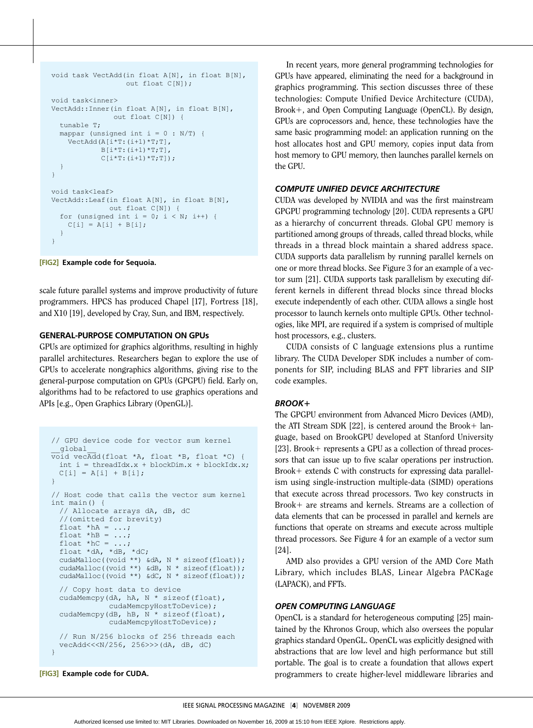```
void task VectAdd(in float A[N], in float B[N],
                  out float C[N]);

void task<inner>
VectAdd::Inner(in float A[N], in float B[N],
               out float C[N]) {
  tunable T;
  mappar (unsigned int i = 0 : N/T) {
    VectAdd(A[i*T:(i+1)*T;T],
            B[i*T:(i+1)*T;T],
            C[i*T:(i+1)*T;T]);
  }
}

void task<leaf>
VectAdd::Leaf(in float A[N], in float B[N],
              out float C[N]) {
  for (unsigned int i = 0; i < N; i++) {
    C[i] = A[i] + B[i];
  }
}
```

**[FIG2] Example code for Sequoia.**

scale future parallel systems and improve productivity of future programmers. HPCS has produced Chapel [17], Fortress [18], and X10 [19], developed by Cray, Sun, and IBM, respectively.

## GENERAL-PURPOSE COMPUTATION ON GPUs

GPUs are optimized for graphics algorithms, resulting in highly parallel architectures. Researchers began to explore the use of GPUs to accelerate nongraphics algorithms, giving rise to the general-purpose computation on GPUs (GPGPU) field. Early on, algorithms had to be refactored to use graphics operations and APIs [e.g., Open Graphics Library (OpenGL)].

```
// GPU device code for vector sum kernel
__global__
void vecAdd(float *A, float *B, float *C) {
  int i = threadIdx.x + blockDim.x + blockIdx.x;
  C[i] = A[i] + B[i];
}

// Host code that calls the vector sum kernel
int main() {
  // Allocate arrays dA, dB, dC
  //(omitted for brevity)
  float *hA = ...;
  float *hB = ...;
  float *hC = ...;
  float *dA, *dB, *dC;
  cudaMalloc((void **) &dA, N * sizeof(float));
  cudaMalloc((void **) &dB, N * sizeof(float));
  cudaMalloc((void **) &dC, N * sizeof(float));

  // Copy host data to device
  cudaMemcpy(dA, hA, N * sizeof(float),
             cudaMemcpyHostToDevice);
  cudaMemcpy(dB, hB, N * sizeof(float),
             cudaMemcpyHostToDevice);

  // Run N/256 blocks of 256 threads each
  vecAdd<<<N/256, 256>>>(dA, dB, dC)
}
```

**[FIG3] Example code for CUDA.**

In recent years, more general programming technologies for GPUs have appeared, eliminating the need for a background in graphics programming. This section discusses three of these technologies: Compute Unified Device Architecture (CUDA), Brook+, and Open Computing Language (OpenCL). By design, GPUs are coprocessors and, hence, these technologies have the same basic programming model: an application running on the host allocates host and GPU memory, copies input data from host memory to GPU memory, then launches parallel kernels on the GPU.

### *COMPUTE UNIFIED DEVICE ARCHITECTURE*

CUDA was developed by NVIDIA and was the first mainstream GPGPU programming technology [20]. CUDA represents a GPU as a hierarchy of concurrent threads. Global GPU memory is partitioned among groups of threads, called thread blocks, while threads in a thread block maintain a shared address space. CUDA supports data parallelism by running parallel kernels on one or more thread blocks. See Figure 3 for an example of a vector sum [21]. CUDA supports task parallelism by executing different kernels in different thread blocks since thread blocks execute independently of each other. CUDA allows a single host processor to launch kernels onto multiple GPUs. Other technologies, like MPI, are required if a system is comprised of multiple host processors, e.g., clusters.

CUDA consists of C language extensions plus a runtime library. The CUDA Developer SDK includes a number of components for SIP, including BLAS and FFT libraries and SIP code examples.

### *BROOK+*

The GPGPU environment from Advanced Micro Devices (AMD), the ATI Stream SDK [22], is centered around the Brook+ language, based on BrookGPU developed at Stanford University [23]. Brook+ represents a GPU as a collection of thread processors that can issue up to five scalar operations per instruction. Brook+ extends C with constructs for expressing data parallelism using single-instruction multiple-data (SIMD) operations that execute across thread processors. Two key constructs in Brook+ are streams and kernels. Streams are a collection of data elements that can be processed in parallel and kernels are functions that operate on streams and execute across multiple thread processors. See Figure 4 for an example of a vector sum [24].

AMD also provides a GPU version of the AMD Core Math Library, which includes BLAS, Linear Algebra PACKage (LAPACK), and FFTs.

### *OPEN COMPUTING LANGUAGE*

OpenCL is a standard for heterogeneous computing [25] maintained by the Khronos Group, which also oversees the popular graphics standard OpenGL. OpenCL was explicitly designed with abstractions that are low level and high performance but still portable. The goal is to create a foundation that allows expert programmers to create higher-level middleware libraries and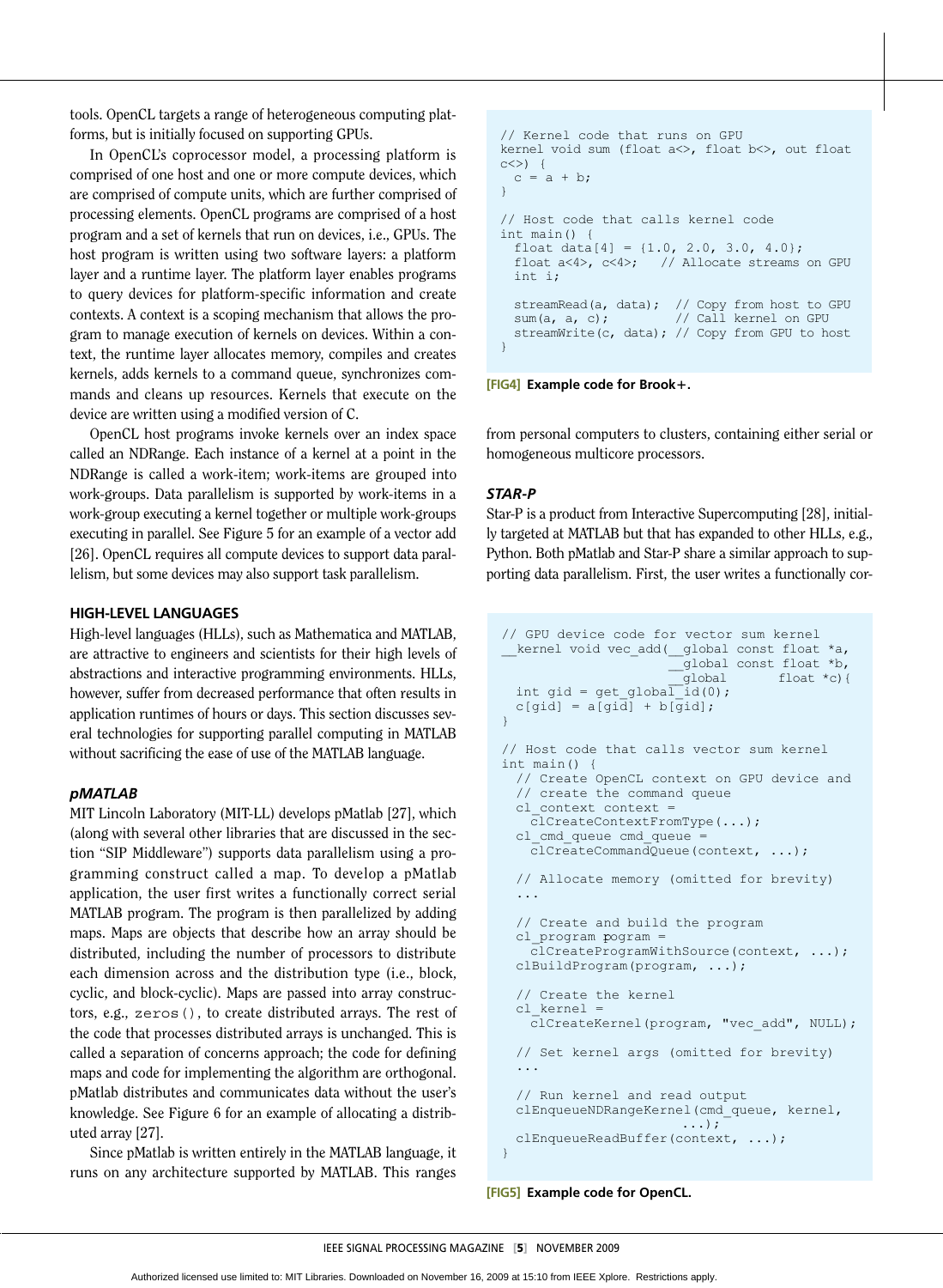tools. OpenCL targets a range of heterogeneous computing platforms, but is initially focused on supporting GPUs.

In OpenCL's coprocessor model, a processing platform is comprised of one host and one or more compute devices, which are comprised of compute units, which are further comprised of processing elements. OpenCL programs are comprised of a host program and a set of kernels that run on devices, i.e., GPUs. The host program is written using two software layers: a platform layer and a runtime layer. The platform layer enables programs to query devices for platform-specific information and create contexts. A context is a scoping mechanism that allows the program to manage execution of kernels on devices. Within a context, the runtime layer allocates memory, compiles and creates kernels, adds kernels to a command queue, synchronizes commands and cleans up resources. Kernels that execute on the device are written using a modified version of C.

OpenCL host programs invoke kernels over an index space called an NDRange. Each instance of a kernel at a point in the NDRange is called a work-item; work-items are grouped into work-groups. Data parallelism is supported by work-items in a work-group executing a kernel together or multiple work-groups executing in parallel. See Figure 5 for an example of a vector add [26]. OpenCL requires all compute devices to support data parallelism, but some devices may also support task parallelism.

```
// Kernel code that runs on GPU
kernel void sum (float a<>, float b<>, out float
c<>) {
  c = a + b;
}

// Host code that calls kernel code
int main() {
  float data[4] = {1.0, 2.0, 3.0, 4.0};
  float a<4>, c<4>;   // Allocate streams on GPU
  int i;

  streamRead(a, data);  // Copy from host to GPU
  sum(a, a, c);         // Call kernel on GPU
  streamWrite(c, data); // Copy from GPU to host
}
```

**[FIG4] Example code for Brook+.**

## HIGH-LEVEL LANGUAGES

High-level languages (HLLs), such as Mathematica and MATLAB, are attractive to engineers and scientists for their high levels of abstractions and interactive programming environments. HLLs, however, suffer from decreased performance that often results in application runtimes of hours or days. This section discusses several technologies for supporting parallel computing in MATLAB without sacrificing the ease of use of the MATLAB language.

### *pMATLAB*

MIT Lincoln Laboratory (MIT-LL) develops pMatlab [27], which (along with several other libraries that are discussed in the section "SIP Middleware") supports data parallelism using a programming construct called a map. To develop a pMatlab application, the user first writes a functionally correct serial MATLAB program. The program is then parallelized by adding maps. Maps are objects that describe how an array should be distributed, including the number of processors to distribute each dimension across and the distribution type (i.e., block, cyclic, and block-cyclic). Maps are passed into array constructors, e.g., `zeros()`, to create distributed arrays. The rest of the code that processes distributed arrays is unchanged. This is called a separation of concerns approach; the code for defining maps and code for implementing the algorithm are orthogonal. pMatlab distributes and communicates data without the user's knowledge. See Figure 6 for an example of allocating a distributed array [27].

Since pMatlab is written entirely in the MATLAB language, it runs on any architecture supported by MATLAB. This ranges from personal computers to clusters, containing either serial or homogeneous multicore processors.

### *STAR-P*

Star-P is a product from Interactive Supercomputing [28], initially targeted at MATLAB but that has expanded to other HLLs, e.g., Python. Both pMatlab and Star-P share a similar approach to supporting data parallelism. First, the user writes a functionally cor-

```
// GPU device code for vector sum kernel
__kernel void vec_add(__global const float *a,
                      __global const float *b,
                      __global       float *c){
  int gid = get_global_id(0);
  c[gid] = a[gid] + b[gid];
}

// Host code that calls vector sum kernel
int main() {
  // Create OpenCL context on GPU device and
  // create the command queue
  cl_context context =
    clCreateContextFromType(...);
  cl_cmd_queue cmd_queue =
    clCreateCommandQueue(context, ...);

  // Allocate memory (omitted for brevity)
  ...

  // Create and build the program
  cl_program pogram =
    clCreateProgramWithSource(context, ...);
  clBuildProgram(program, ...);

  // Create the kernel
  cl_kernel =
    clCreateKernel(program, "vec_add", NULL);

  // Set kernel args (omitted for brevity)
  ...

  // Run kernel and read output
  clEnqueueNDRangeKernel(cmd_queue, kernel,
                         ...);
  clEnqueueReadBuffer(context, ...);
}
```

**[FIG5] Example code for OpenCL.**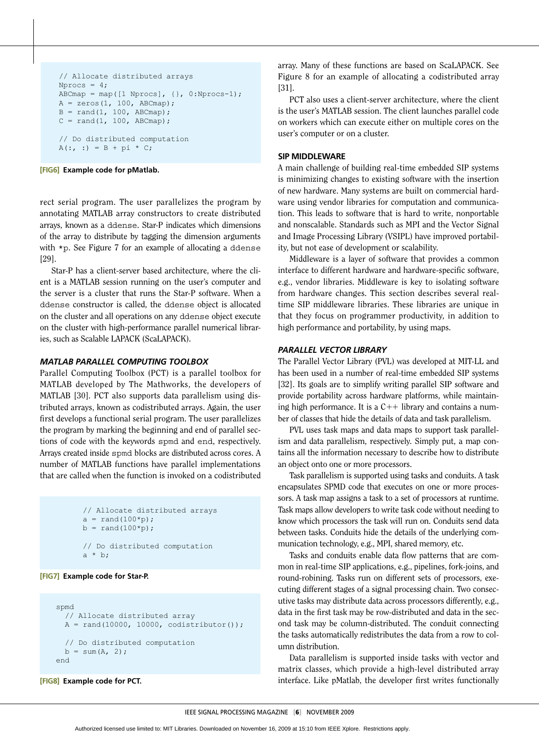```
// Allocate distributed arrays
Nprocs = 4;
ABCmap = map([1 Nprocs], {}, 0:Nprocs-1);
A = zeros(1, 100, ABCmap);
B = rand(1, 100, ABCmap);
C = rand(1, 100, ABCmap);

// Do distributed computation
A(:, :) = B + pi * C;
```

**[FIG6] Example code for pMatlab.**

rect serial program. The user parallelizes the program by annotating MATLAB array constructors to create distributed arrays, known as a ddense. Star-P indicates which dimensions of the array to distribute by tagging the dimension arguments with *p. See Figure 7 for an example of allocating a ddense [29].

Star-P has a client-server based architecture, where the client is a MATLAB session running on the user's computer and the server is a cluster that runs the Star-P software. When a ddense constructor is called, the ddense object is allocated on the cluster and all operations on any ddense object execute on the cluster with high-performance parallel numerical libraries, such as Scalable LAPACK (ScaLAPACK).

### *MATLAB PARALLEL COMPUTING TOOLBOX*

Parallel Computing Toolbox (PCT) is a parallel toolbox for MATLAB developed by The Mathworks, the developers of MATLAB [30]. PCT also supports data parallelism using distributed arrays, known as codistributed arrays. Again, the user first develops a functional serial program. The user parallelizes the program by marking the beginning and end of parallel sections of code with the keywords spmd and end, respectively. Arrays created inside spmd blocks are distributed across cores. A number of MATLAB functions have parallel implementations that are called when the function is invoked on a codistributed array. Many of these functions are based on ScaLAPACK. See Figure 8 for an example of allocating a codistributed array [31].

```
// Allocate distributed arrays
a = rand(100*p);
b = rand(100*p);

// Do distributed computation
a * b;
```

**[FIG7] Example code for Star-P.**

```
spmd
  // Allocate distributed array
  A = rand(10000, 10000, codistributor());

  // Do distributed computation
  b = sum(A, 2);
end
```

**[FIG8] Example code for PCT.**

PCT also uses a client-server architecture, where the client is the user's MATLAB session. The client launches parallel code on workers which can execute either on multiple cores on the user's computer or on a cluster.

## SIP MIDDLEWARE

A main challenge of building real-time embedded SIP systems is minimizing changes to existing software with the insertion of new hardware. Many systems are built on commercial hardware using vendor libraries for computation and communication. This leads to software that is hard to write, nonportable and nonscalable. Standards such as MPI and the Vector Signal and Image Processing Library (VSIPL) have improved portability, but not ease of development or scalability.

Middleware is a layer of software that provides a common interface to different hardware and hardware-specific software, e.g., vendor libraries. Middleware is key to isolating software from hardware changes. This section describes several real-time SIP middleware libraries. These libraries are unique in that they focus on programmer productivity, in addition to high performance and portability, by using maps.

### *PARALLEL VECTOR LIBRARY*

The Parallel Vector Library (PVL) was developed at MIT-LL and has been used in a number of real-time embedded SIP systems [32]. Its goals are to simplify writing parallel SIP software and provide portability across hardware platforms, while maintaining high performance. It is a C++ library and contains a number of classes that hide the details of data and task parallelism.

PVL uses task maps and data maps to support task parallelism and data parallelism, respectively. Simply put, a map contains all the information necessary to describe how to distribute an object onto one or more processors.

Task parallelism is supported using tasks and conduits. A task encapsulates SPMD code that executes on one or more processors. A task map assigns a task to a set of processors at runtime. Task maps allow developers to write task code without needing to know which processors the task will run on. Conduits send data between tasks. Conduits hide the details of the underlying communication technology, e.g., MPI, shared memory, etc.

Tasks and conduits enable data flow patterns that are common in real-time SIP applications, e.g., pipelines, fork-joins, and round-robining. Tasks run on different sets of processors, executing different stages of a signal processing chain. Two consecutive tasks may distribute data across processors differently, e.g., data in the first task may be row-distributed and data in the second task may be column-distributed. The conduit connecting the tasks automatically redistributes the data from a row to column distribution.

Data parallelism is supported inside tasks with vector and matrix classes, which provide a high-level distributed array interface. Like pMatlab, the developer first writes functionally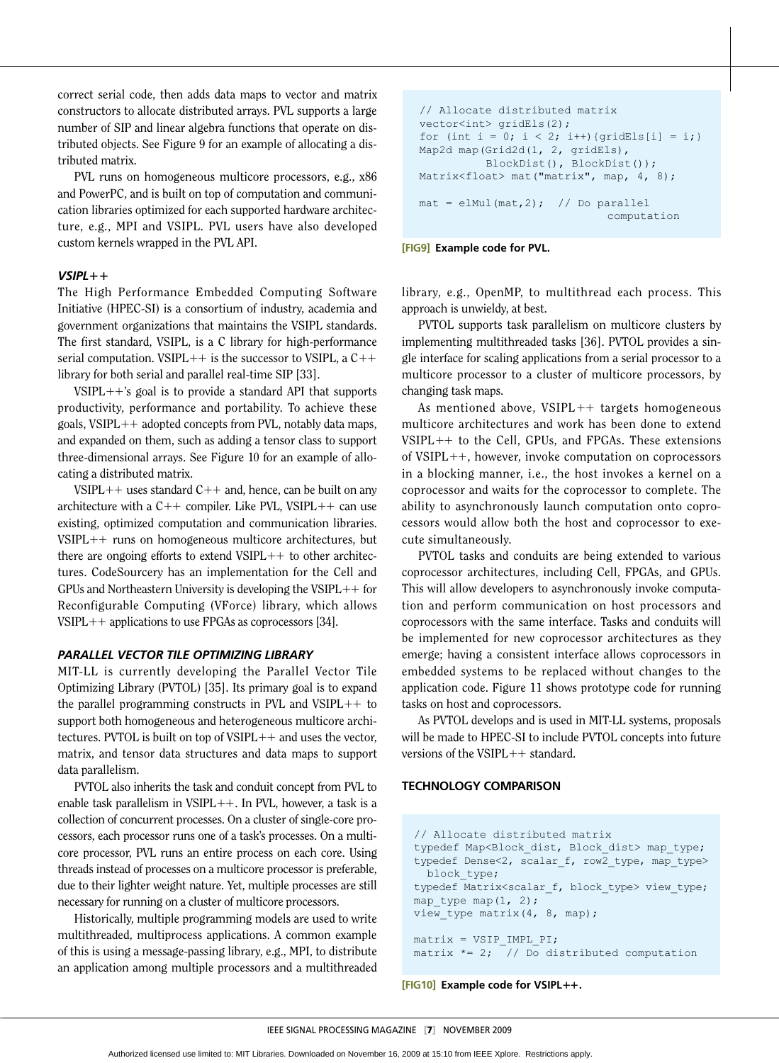correct serial code, then adds data maps to vector and matrix constructors to allocate distributed arrays. PVL supports a large number of SIP and linear algebra functions that operate on distributed objects. See Figure 9 for an example of allocating a distributed matrix.

PVL runs on homogeneous multicore processors, e.g., x86 and PowerPC, and is built on top of computation and communication libraries optimized for each supported hardware architecture, e.g., MPI and VSIPL. PVL users have also developed custom kernels wrapped in the PVL API.

```
// Allocate distributed matrix
vector<int> gridEls(2);
for (int i = 0; i < 2; i++){gridEls[i] = i;}
Map2d map(Grid2d(1, 2, gridEls),
          BlockDist(), BlockDist());
Matrix<float> mat("matrix", map, 4, 8);

mat = elMul(mat,2);  // Do parallel
                                   computation
```

**[FIG9] Example code for PVL.**

### *VSIPL++*

The High Performance Embedded Computing Software Initiative (HPEC-SI) is a consortium of industry, academia and government organizations that maintains the VSIPL standards. The first standard, VSIPL, is a C library for high-performance serial computation. VSIPL++ is the successor to VSIPL, a C++ library for both serial and parallel real-time SIP [33].

VSIPL++'s goal is to provide a standard API that supports productivity, performance and portability. To achieve these goals, VSIPL++ adopted concepts from PVL, notably data maps, and expanded on them, such as adding a tensor class to support three-dimensional arrays. See Figure 10 for an example of allocating a distributed matrix.

VSIPL++ uses standard C++ and, hence, can be built on any architecture with a C++ compiler. Like PVL, VSIPL++ can use existing, optimized computation and communication libraries. VSIPL++ runs on homogeneous multicore architectures, but there are ongoing efforts to extend VSIPL++ to other architectures. CodeSourcery has an implementation for the Cell and GPUs and Northeastern University is developing the VSIPL++ for Reconfigurable Computing (VForce) library, which allows VSIPL++ applications to use FPGAs as coprocessors [34].

### *PARALLEL VECTOR TILE OPTIMIZING LIBRARY*

MIT-LL is currently developing the Parallel Vector Tile Optimizing Library (PVTOL) [35]. Its primary goal is to expand the parallel programming constructs in PVL and VSIPL++ to support both homogeneous and heterogeneous multicore architectures. PVTOL is built on top of VSIPL++ and uses the vector, matrix, and tensor data structures and data maps to support data parallelism.

PVTOL also inherits the task and conduit concept from PVL to enable task parallelism in VSIPL++. In PVL, however, a task is a collection of concurrent processes. On a cluster of single-core processors, each processor runs one of a task's processes. On a multicore processor, PVL runs an entire process on each core. Using threads instead of processes on a multicore processor is preferable, due to their lighter weight nature. Yet, multiple processes are still necessary for running on a cluster of multicore processors.

Historically, multiple programming models are used to write multithreaded, multiprocess applications. A common example of this is using a message-passing library, e.g., MPI, to distribute an application among multiple processors and a multithreaded library, e.g., OpenMP, to multithread each process. This approach is unwieldy, at best.

PVTOL supports task parallelism on multicore clusters by implementing multithreaded tasks [36]. PVTOL provides a single interface for scaling applications from a serial processor to a multicore processor to a cluster of multicore processors, by changing task maps.

As mentioned above, VSIPL++ targets homogeneous multicore architectures and work has been done to extend VSIPL++ to the Cell, GPUs, and FPGAs. These extensions of VSIPL++, however, invoke computation on coprocessors in a blocking manner, i.e., the host invokes a kernel on a coprocessor and waits for the coprocessor to complete. The ability to asynchronously launch computation onto coprocessors would allow both the host and coprocessor to execute simultaneously.

PVTOL tasks and conduits are being extended to various coprocessor architectures, including Cell, FPGAs, and GPUs. This will allow developers to asynchronously invoke computation and perform communication on host processors and coprocessors with the same interface. Tasks and conduits will be implemented for new coprocessor architectures as they emerge; having a consistent interface allows coprocessors in embedded systems to be replaced without changes to the application code. Figure 11 shows prototype code for running tasks on host and coprocessors.

As PVTOL develops and is used in MIT-LL systems, proposals will be made to HPEC-SI to include PVTOL concepts into future versions of the VSIPL++ standard.

## TECHNOLOGY COMPARISON

```
// Allocate distributed matrix
typedef Map<Block_dist, Block_dist> map_type;
typedef Dense<2, scalar_f, row2_type, map_type>
  block_type;
typedef Matrix<scalar_f, block_type> view_type;
map_type map(1, 2);
view_type matrix(4, 8, map);

matrix = VSIP_IMPL_PI;
matrix *= 2;  // Do distributed computation
```

**[FIG10] Example code for VSIPL++.**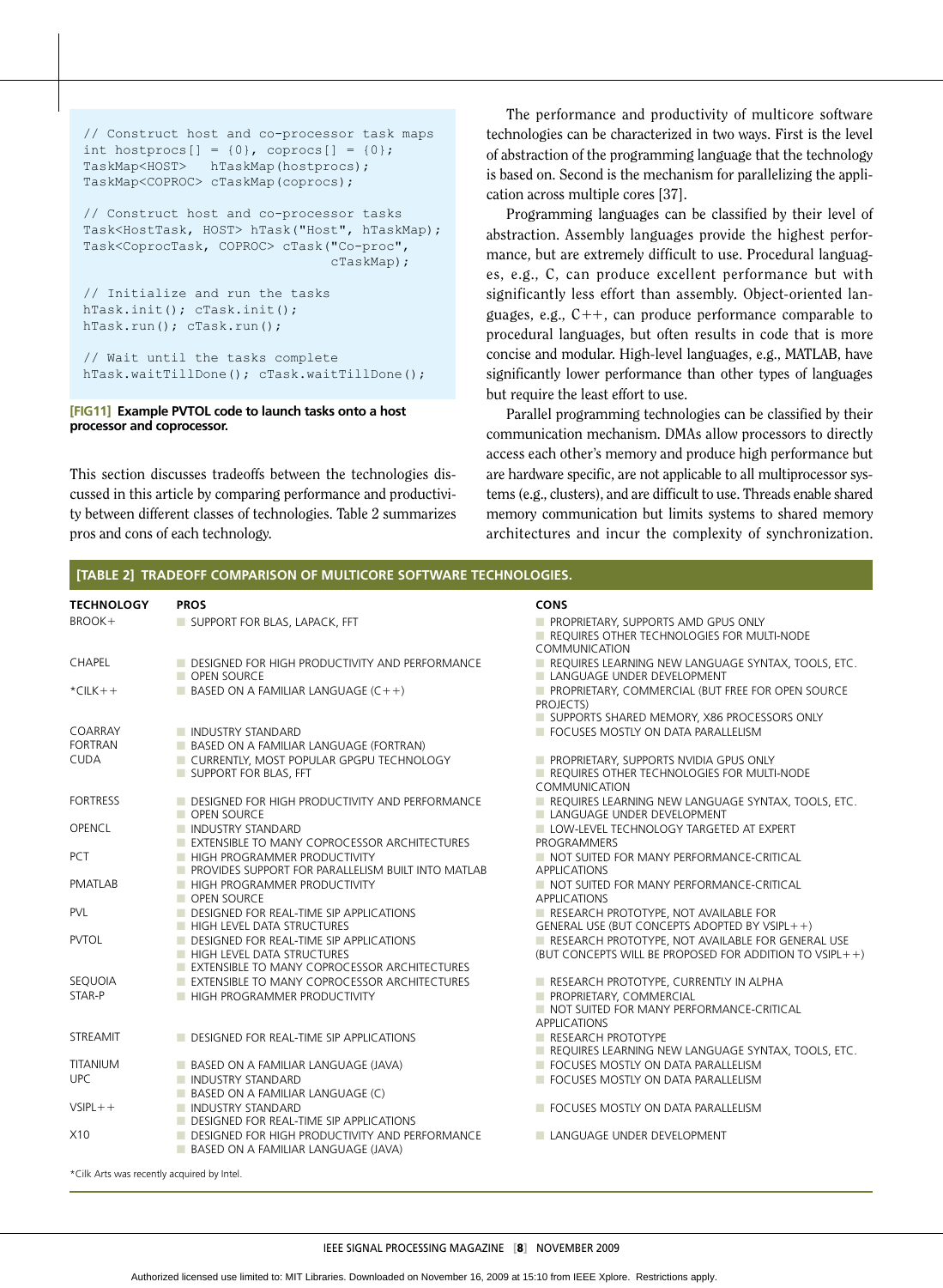```
// Construct host and co-processor task maps
int hostprocs[] = {0}, coprocs[] = {0};
TaskMap<HOST>   hTaskMap(hostprocs);
TaskMap<COPROC> cTaskMap(coprocs);

// Construct host and co-processor tasks
Task<HostTask, HOST> hTask("Host", hTaskMap);
Task<CoprocTask, COPROC> cTask("Co-proc",
                               cTaskMap);

// Initialize and run the tasks
hTask.init(); cTask.init();
hTask.run(); cTask.run();

// Wait until the tasks complete
hTask.waitTillDone(); cTask.waitTillDone();
```

**[FIG11] Example PVTOL code to launch tasks onto a host processor and coprocessor.**

This section discusses tradeoffs between the technologies discussed in this article by comparing performance and productivity between different classes of technologies. Table 2 summarizes pros and cons of each technology.

The performance and productivity of multicore software technologies can be characterized in two ways. First is the level of abstraction of the programming language that the technology is based on. Second is the mechanism for parallelizing the application across multiple cores [37].

Programming languages can be classified by their level of abstraction. Assembly languages provide the highest performance, but are extremely difficult to use. Procedural languages, e.g., C, can produce excellent performance but with significantly less effort than assembly. Object-oriented languages, e.g., C++, can produce performance comparable to procedural languages, but often results in code that is more concise and modular. High-level languages, e.g., MATLAB, have significantly lower performance than other types of languages but require the least effort to use.

Parallel programming technologies can be classified by their communication mechanism. DMAs allow processors to directly access each other's memory and produce high performance but are hardware specific, are not applicable to all multiprocessor systems (e.g., clusters), and are difficult to use. Threads enable shared memory communication but limits systems to shared memory architectures and incur the complexity of synchronization.

**[TABLE 2] TRADEOFF COMPARISON OF MULTICORE SOFTWARE TECHNOLOGIES.**

| TECHNOLOGY | PROS | CONS |
|---|---|---|
| BROOK+ | SUPPORT FOR BLAS, LAPACK, FFT | PROPRIETARY, SUPPORTS AMD GPUS ONLY; REQUIRES OTHER TECHNOLOGIES FOR MULTI-NODE COMMUNICATION |
| CHAPEL | DESIGNED FOR HIGH PRODUCTIVITY AND PERFORMANCE; OPEN SOURCE | REQUIRES LEARNING NEW LANGUAGE SYNTAX, TOOLS, ETC.; LANGUAGE UNDER DEVELOPMENT |
| *CILK++ | BASED ON A FAMILIAR LANGUAGE (C++) | PROPRIETARY, COMMERCIAL (BUT FREE FOR OPEN SOURCE PROJECTS); SUPPORTS SHARED MEMORY, X86 PROCESSORS ONLY |
| COARRAY FORTRAN | INDUSTRY STANDARD; BASED ON A FAMILIAR LANGUAGE (FORTRAN) | FOCUSES MOSTLY ON DATA PARALLELISM |
| CUDA | CURRENTLY, MOST POPULAR GPGPU TECHNOLOGY; SUPPORT FOR BLAS, FFT | PROPRIETARY, SUPPORTS NVIDIA GPUS ONLY; REQUIRES OTHER TECHNOLOGIES FOR MULTI-NODE COMMUNICATION |
| FORTRESS | DESIGNED FOR HIGH PRODUCTIVITY AND PERFORMANCE; OPEN SOURCE | REQUIRES LEARNING NEW LANGUAGE SYNTAX, TOOLS, ETC.; LANGUAGE UNDER DEVELOPMENT |
| OPENCL | INDUSTRY STANDARD; EXTENSIBLE TO MANY COPROCESSOR ARCHITECTURES | LOW-LEVEL TECHNOLOGY TARGETED AT EXPERT PROGRAMMERS |
| PCT | HIGH PROGRAMMER PRODUCTIVITY; PROVIDES SUPPORT FOR PARALLELISM BUILT INTO MATLAB | NOT SUITED FOR MANY PERFORMANCE-CRITICAL APPLICATIONS |
| PMATLAB | HIGH PROGRAMMER PRODUCTIVITY; OPEN SOURCE | NOT SUITED FOR MANY PERFORMANCE-CRITICAL APPLICATIONS |
| PVL | DESIGNED FOR REAL-TIME SIP APPLICATIONS; HIGH LEVEL DATA STRUCTURES | RESEARCH PROTOTYPE, NOT AVAILABLE FOR GENERAL USE (BUT CONCEPTS ADOPTED BY VSIPL++) |
| PVTOL | DESIGNED FOR REAL-TIME SIP APPLICATIONS; HIGH LEVEL DATA STRUCTURES; EXTENSIBLE TO MANY COPROCESSOR ARCHITECTURES | RESEARCH PROTOTYPE, NOT AVAILABLE FOR GENERAL USE (BUT CONCEPTS WILL BE PROPOSED FOR ADDITION TO VSIPL++) |
| SEQUOIA | EXTENSIBLE TO MANY COPROCESSOR ARCHITECTURES | RESEARCH PROTOTYPE, CURRENTLY IN ALPHA |
| STAR-P | HIGH PROGRAMMER PRODUCTIVITY | PROPRIETARY, COMMERCIAL; NOT SUITED FOR MANY PERFORMANCE-CRITICAL APPLICATIONS |
| STREAMIT | DESIGNED FOR REAL-TIME SIP APPLICATIONS | RESEARCH PROTOTYPE; REQUIRES LEARNING NEW LANGUAGE SYNTAX, TOOLS, ETC. |
| TITANIUM | BASED ON A FAMILIAR LANGUAGE (JAVA) | FOCUSES MOSTLY ON DATA PARALLELISM |
| UPC | INDUSTRY STANDARD; BASED ON A FAMILIAR LANGUAGE (C) | FOCUSES MOSTLY ON DATA PARALLELISM |
| VSIPL++ | INDUSTRY STANDARD; DESIGNED FOR REAL-TIME SIP APPLICATIONS | FOCUSES MOSTLY ON DATA PARALLELISM |
| X10 | DESIGNED FOR HIGH PRODUCTIVITY AND PERFORMANCE; BASED ON A FAMILIAR LANGUAGE (JAVA) | LANGUAGE UNDER DEVELOPMENT |

*Cilk Arts was recently acquired by Intel.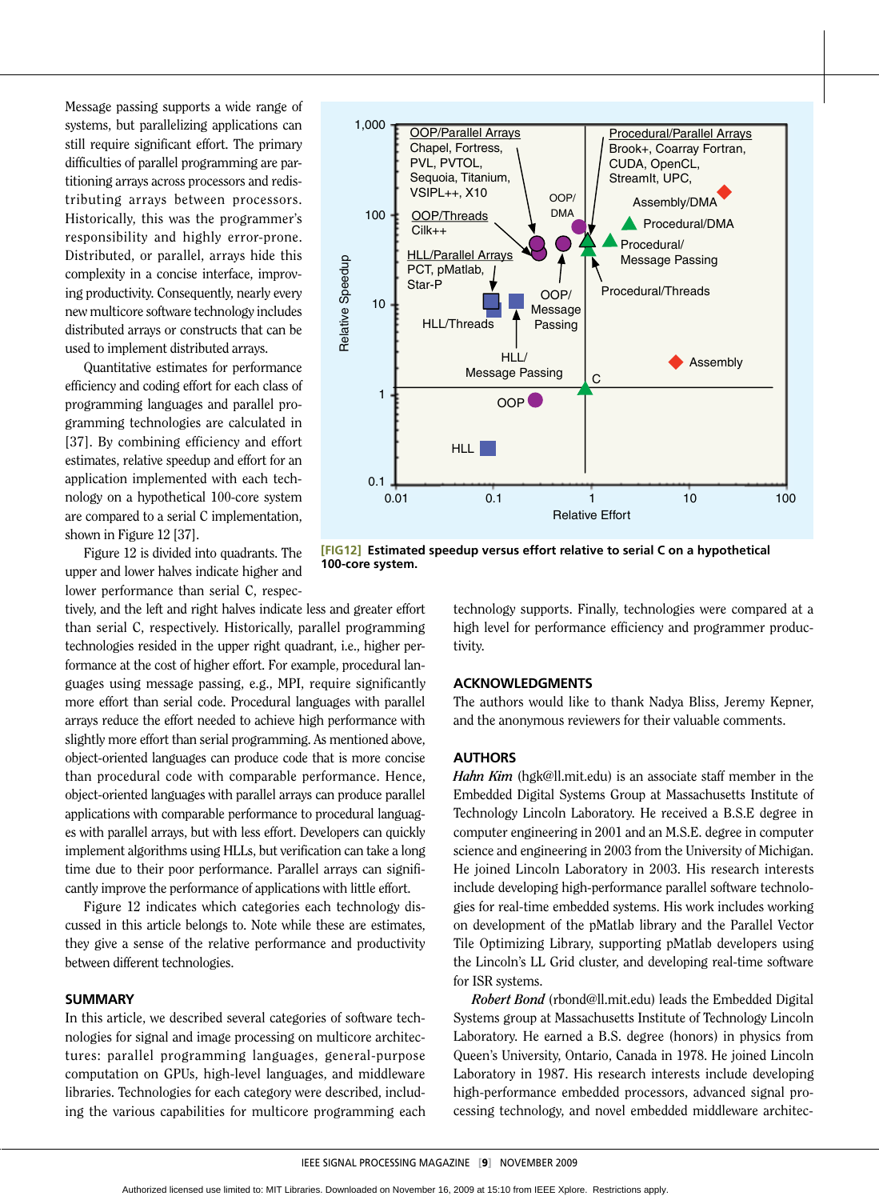Message passing supports a wide range of systems, but parallelizing applications can still require significant effort. The primary difficulties of parallel programming are partitioning arrays across processors and redistributing arrays between processors. Historically, this was the programmer's responsibility and highly error-prone. Distributed, or parallel, arrays hide this complexity in a concise interface, improving productivity. Consequently, nearly every new multicore software technology includes distributed arrays or constructs that can be used to implement distributed arrays.

Quantitative estimates for performance efficiency and coding effort for each class of programming languages and parallel programming technologies are calculated in [37]. By combining efficiency and effort estimates, relative speedup and effort for an application implemented with each technology on a hypothetical 100-core system are compared to a serial C implementation, shown in Figure 12 [37].

**[FIG12]** **Estimated speedup versus effort relative to serial C on a hypothetical 100-core system.**

Figure 12 is divided into quadrants. The upper and lower halves indicate higher and lower performance than serial C, respectively, and the left and right halves indicate less and greater effort than serial C, respectively. Historically, parallel programming technologies resided in the upper right quadrant, i.e., higher performance at the cost of higher effort. For example, procedural languages using message passing, e.g., MPI, require significantly more effort than serial code. Procedural languages with parallel arrays reduce the effort needed to achieve high performance with slightly more effort than serial programming. As mentioned above, object-oriented languages can produce code that is more concise than procedural code with comparable performance. Hence, object-oriented languages with parallel arrays can produce parallel applications with comparable performance to procedural languages with parallel arrays, but with less effort. Developers can quickly implement algorithms using HLLs, but verification can take a long time due to their poor performance. Parallel arrays can significantly improve the performance of applications with little effort.

Figure 12 indicates which categories each technology discussed in this article belongs to. Note while these are estimates, they give a sense of the relative performance and productivity between different technologies.

## SUMMARY

In this article, we described several categories of software technologies for signal and image processing on multicore architectures: parallel programming languages, general-purpose computation on GPUs, high-level languages, and middleware libraries. Technologies for each category were described, including the various capabilities for multicore programming each technology supports. Finally, technologies were compared at a high level for performance efficiency and programmer productivity.

## ACKNOWLEDGMENTS

The authors would like to thank Nadya Bliss, Jeremy Kepner, and the anonymous reviewers for their valuable comments.

## AUTHORS

***Hahn Kim*** (hgk@ll.mit.edu) is an associate staff member in the Embedded Digital Systems Group at Massachusetts Institute of Technology Lincoln Laboratory. He received a B.S.E degree in computer engineering in 2001 and an M.S.E. degree in computer science and engineering in 2003 from the University of Michigan. He joined Lincoln Laboratory in 2003. His research interests include developing high-performance parallel software technologies for real-time embedded systems. His work includes working on development of the pMatlab library and the Parallel Vector Tile Optimizing Library, supporting pMatlab developers using the Lincoln's LL Grid cluster, and developing real-time software for ISR systems.

***Robert Bond*** (rbond@ll.mit.edu) leads the Embedded Digital Systems group at Massachusetts Institute of Technology Lincoln Laboratory. He earned a B.S. degree (honors) in physics from Queen's University, Ontario, Canada in 1978. He joined Lincoln Laboratory in 1987. His research interests include developing high-performance embedded processors, advanced signal processing technology, and novel embedded middleware architec-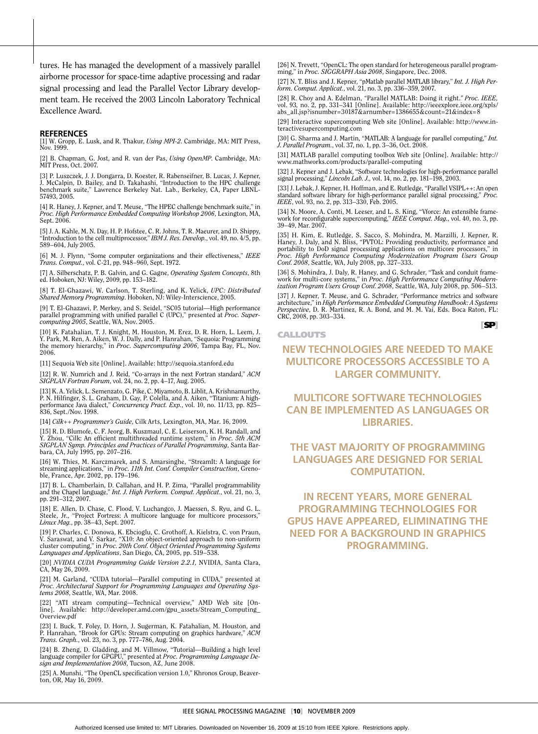tures. He has managed the development of a massively parallel airborne processor for space-time adaptive processing and radar signal processing and lead the Parallel Vector Library development team. He received the 2003 Lincoln Laboratory Technical Excellence Award.

## REFERENCES

[1] W. Gropp, E. Lusk, and R. Thakur, *Using MPI-2*. Cambridge, MA: MIT Press, Nov. 1999.

[2] B. Chapman, G. Jost, and R. van der Pas, *Using OpenMP*. Cambridge, MA: MIT Press, Oct. 2007.

[3] P. Luszczek, J. J. Dongarra, D. Koester, R. Rabenseifner, B. Lucas, J. Kepner, J. McCalpin, D. Bailey, and D. Takahashi, "Introduction to the HPC challenge benchmark suite," Lawrence Berkeley Nat. Lab., Berkeley, CA, Paper LBNL-57493, 2005.

[4] R. Haney, J. Kepner, and T. Meuse, "The HPEC challenge benchmark suite," in *Proc. High Performance Embedded Computing Workshop 2006*, Lexington, MA, Sept. 2006.

[5] J. A. Kahle, M. N. Day, H. P. Hofstee, C. R. Johns, T. R. Maeurer, and D. Shippy, "Introduction to the cell multiprocessor," *IBM J. Res. Develop.*, vol. 49, no. 4/5, pp. 589–604, July 2005.

[6] M. J. Flynn, "Some computer organizations and their effectiveness," *IEEE Trans. Comput.*, vol. C-21, pp. 948–960, Sept. 1972.

[7] A. Silberschatz, P. B. Galvin, and G. Gagne, *Operating System Concepts*, 8th ed. Hoboken, NJ: Wiley, 2009, pp. 153–182.

[8] T. El-Ghazawi, W. Carlson, T. Sterling, and K. Yelick, *UPC: Distributed Shared Memory Programming*. Hoboken, NJ: Wiley-Interscience, 2005.

[9] T. El-Ghazawi, P. Merkey, and S. Seidel, "SC05 tutorial—High performance parallel programming with unified parallel C (UPC)," presented at *Proc. Supercomputing 2005*, Seattle, WA, Nov. 2005.

[10] K. Fatahalian, T. J. Knight, M. Houston, M. Erez, D. R. Horn, L. Leem, J. Y. Park, M. Ren, A. Aiken, W. J. Dally, and P. Hanrahan, "Sequoia: Programming the memory hierarchy," in *Proc. Supercomputing 2006*, Tampa Bay, FL, Nov. 2006.

[11] Sequoia Web site [Online]. Available: http://sequoia.stanford.edu

[12] R. W. Numrich and J. Reid, "Co-arrays in the next Fortran standard," *ACM SIGPLAN Fortran Forum*, vol. 24, no. 2, pp. 4–17, Aug. 2005.

[13] K. A. Yelick, L. Semenzato, G. Pike, C. Miyamoto, B. Liblit, A. Krishnamurthy, P. N. Hilfinger, S. L. Graham, D. Gay, P. Colella, and A. Aiken, "Titanium: A high-performance Java dialect," *Concurrency Pract. Exp.*, vol. 10, no. 11/13, pp. 825–836, Sept./Nov. 1998.

[14] *Cilk++ Programmer's Guide*, Cilk Arts, Lexington, MA, Mar. 16, 2009.

[15] R. D. Blumofe, C. F. Jeorg, B. Kuszmaul, C. E. Leiserson, K. H. Randall, and Y. Zhou, "Cilk: An efficient multithreaded runtime system," in *Proc. 5th ACM SIGPLAN Symp. Principles and Practices of Parallel Programming*, Santa Barbara, CA, July 1995, pp. 207–216.

[16] W. Thies, M. Karczmarek, and S. Amarsinghe, "StreamIt: A language for streaming applications," in *Proc. 11th Int. Conf. Compiler Construction*, Grenoble, France, Apr. 2002, pp. 179–196.

[17] B. L. Chamberlain, D. Callahan, and H. P. Zima, "Parallel programmability and the Chapel language," *Int. J. High Perform. Comput. Applicat.*, vol. 21, no. 3, pp. 291–312, 2007.

[18] E. Allen, D. Chase, C. Flood, V. Luchangco, J. Maessen, S. Ryu, and G. L. Steele, Jr., "Project Fortress: A multicore language for multicore processors," *Linux Mag.*, pp. 38–43, Sept. 2007.

[19] P. Charles, C. Donowa, K. Ebcioglu, C. Grothoff, A. Kielstra, C. von Praun, V. Saraswat, and V. Sarkar, "X10: An object-oriented approach to non-uniform cluster computing," in *Proc. 20th Conf. Object Oriented Programming Systems Languages and Applications*, San Diego, CA, 2005, pp. 519–538.

[20] *NVIDIA CUDA Programming Guide Version 2.2.1*, NVIDIA, Santa Clara, CA, May 26, 2009.

[21] M. Garland, "CUDA tutorial—Parallel computing in CUDA," presented at *Proc. Architectural Support for Programming Languages and Operating Systems 2008*, Seattle, WA, Mar. 2008.

[22] "ATI stream computing—Technical overview," AMD Web site [Online]. Available: http://developer.amd.com/gpu_assets/Stream_Computing_Overview.pdf

[23] I. Buck, T. Foley, D. Horn, J. Sugerman, K. Fatahalian, M. Houston, and P. Hanrahan, "Brook for GPUs: Stream computing on graphics hardware," *ACM Trans. Graph.*, vol. 23, no. 3, pp. 777–786, Aug. 2004.

[24] B. Zheng, D. Gladding, and M. Villmow, "Tutorial—Building a high level language compiler for GPGPU," presented at *Proc. Programming Language Design and Implementation 2008*, Tucson, AZ, June 2008.

[25] A. Munshi, "The OpenCL specification version 1.0," Khronos Group, Beaverton, OR, May 16, 2009.

[26] N. Trevett, "OpenCL: The open standard for heterogeneous parallel programming," in *Proc. SIGGRAPH Asia 2008*, Singapore, Dec. 2008.

[27] N. T. Bliss and J. Kepner, "pMatlab parallel MATLAB library," *Int. J. High Perform. Comput. Applicat.*, vol. 21, no. 3, pp. 336–359, 2007.

[28] R. Choy and A. Edelman, "Parallel MATLAB: Doing it right." *Proc. IEEE*, vol. 93, no. 2, pp. 331–341 [Online]. Available: http://ieeexplore.ieee.org/xpls/abs_all.jsp?isnumber=30187&arnumber=1386655&count=21&index=8

[29] Interactive supercomputing Web site [Online]. Available: http://www.interactivesupercomputing.com

[30] G. Sharma and J. Martin, "MATLAB: A language for parallel computing," *Int. J. Parallel Program.*, vol. 37, no. 1, pp. 3–36, Oct. 2008.

[31] MATLAB parallel computing toolbox Web site [Online]. Available: http://www.mathworks.com/products/parallel-computing

[32] J. Kepner and J. Lebak, "Software technologies for high-performance parallel signal processing," *Lincoln Lab. J.*, vol. 14, no. 2, pp. 181–198, 2003.

[33] J. Lebak, J. Kepner, H. Hoffman, and E. Rutledge, "Parallel VSIPL++: An open standard software library for high-performance parallel signal processing," *Proc. IEEE*, vol. 93, no. 2, pp. 313–330, Feb. 2005.

[34] N. Moore, A. Conti, M. Leeser, and L. S. King, "Vforce: An extensible framework for reconfigurable supercomputing," *IEEE Comput. Mag.*, vol. 40, no. 3, pp. 39–49, Mar. 2007.

[35] H. Kim, E. Rutledge, S. Sacco, S. Mohindra, M. Marzilli, J. Kepner, R. Haney, J. Daly, and N. Bliss, "PVTOL: Providing productivity, performance and portability to DoD signal processing applications on multicore processors," in *Proc. High Performance Computing Modernization Program Users Group Conf. 2008*, Seattle, WA, July 2008, pp. 327–333.

[36] S. Mohindra, J. Daly, R. Haney, and G. Schrader, "Task and conduit framework for multi-core systems," in *Proc. High Performance Computing Modernization Program Users Group Conf. 2008*, Seattle, WA, July 2008, pp. 506–513.

[37] J. Kepner, T. Meuse, and G. Schrader, "Performance metrics and software architecture," in *High Performance Embedded Computing Handbook: A Systems Perspective*, D. R. Martinez, R. A. Bond, and M. M. Vai, Eds. Boca Raton, FL: CRC, 2008, pp. 303–334.

[SP]

## CALLOUTS

**NEW TECHNOLOGIES ARE NEEDED TO MAKE MULTICORE PROCESSORS ACCESSIBLE TO A LARGER COMMUNITY.**

**MULTICORE SOFTWARE TECHNOLOGIES CAN BE IMPLEMENTED AS LANGUAGES OR LIBRARIES.**

**THE VAST MAJORITY OF PROGRAMMING LANGUAGES ARE DESIGNED FOR SERIAL COMPUTATION.**

**IN RECENT YEARS, MORE GENERAL PROGRAMMING TECHNOLOGIES FOR GPUS HAVE APPEARED, ELIMINATING THE NEED FOR A BACKGROUND IN GRAPHICS PROGRAMMING.**